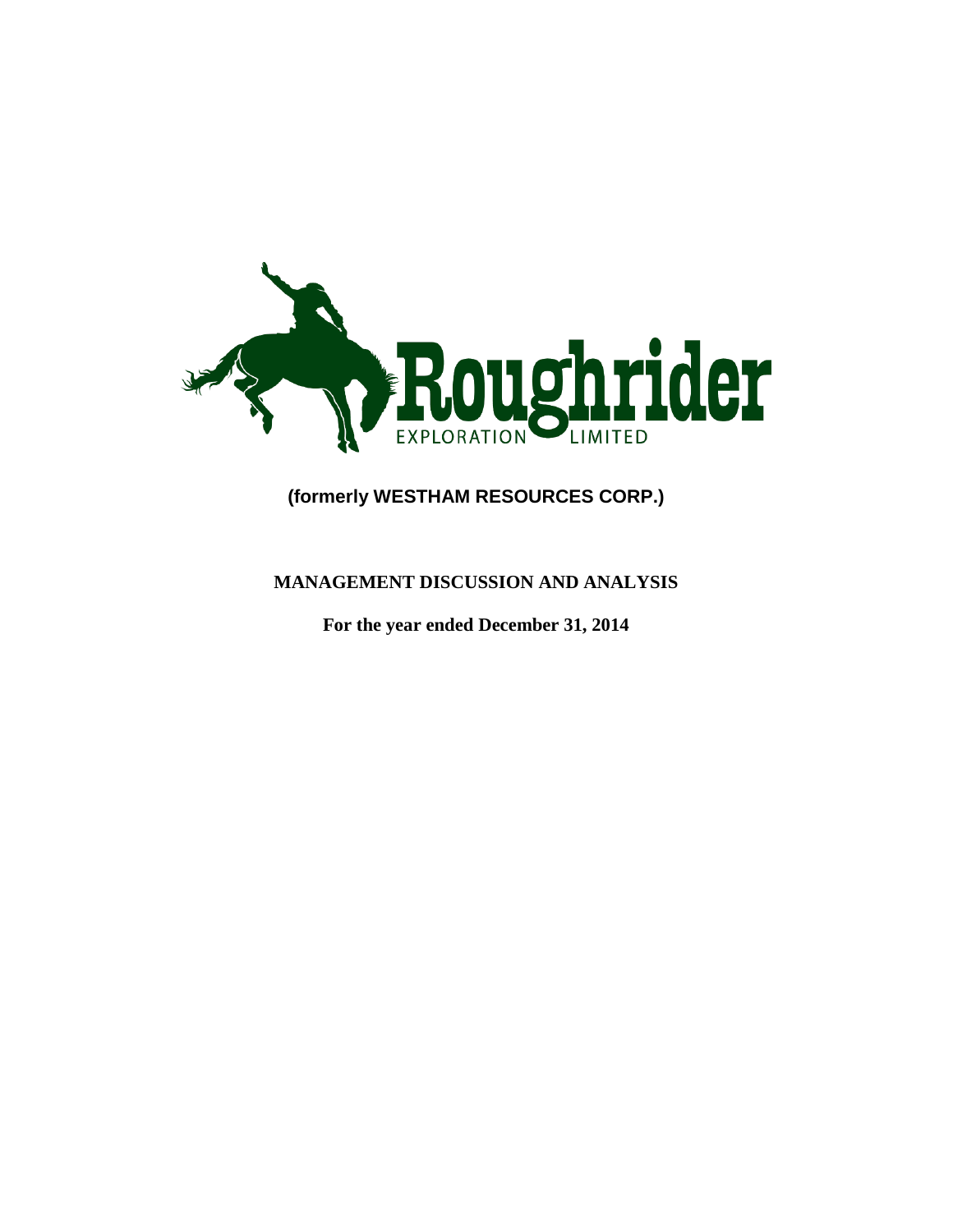Roughrider

EXPLORATION LIMITED

**(formerly WESTHAM RESOURCES CORP.)**

**MANAGEMENT DISCUSSION AND ANALYSIS**

**For the year ended December 31, 2014**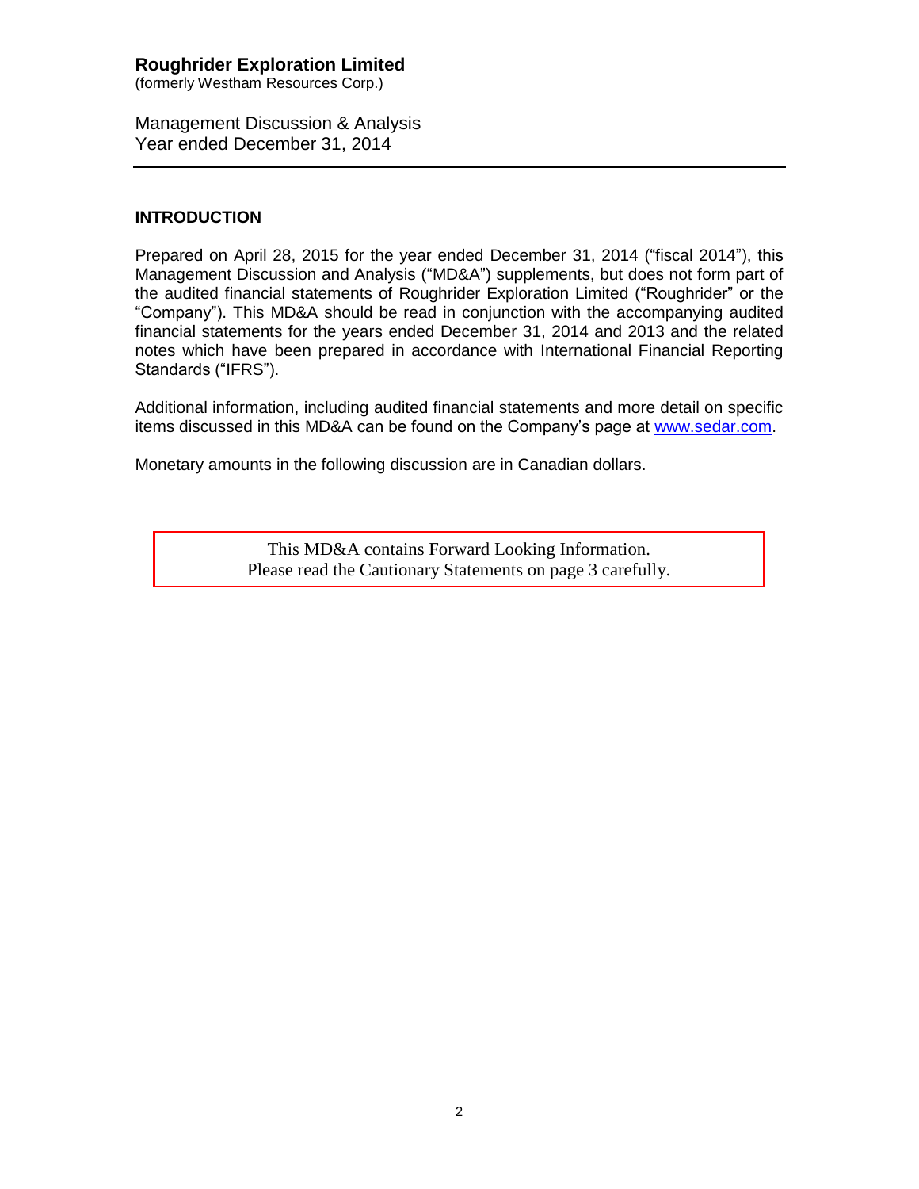**Roughrider Exploration Limited**
(formerly Westham Resources Corp.)

Management Discussion & Analysis
Year ended December 31, 2014

## INTRODUCTION

Prepared on April 28, 2015 for the year ended December 31, 2014 ("fiscal 2014"), this Management Discussion and Analysis ("MD&A") supplements, but does not form part of the audited financial statements of Roughrider Exploration Limited ("Roughrider" or the "Company"). This MD&A should be read in conjunction with the accompanying audited financial statements for the years ended December 31, 2014 and 2013 and the related notes which have been prepared in accordance with International Financial Reporting Standards ("IFRS").

Additional information, including audited financial statements and more detail on specific items discussed in this MD&A can be found on the Company's page at www.sedar.com.

Monetary amounts in the following discussion are in Canadian dollars.

This MD&A contains Forward Looking Information.
Please read the Cautionary Statements on page 3 carefully.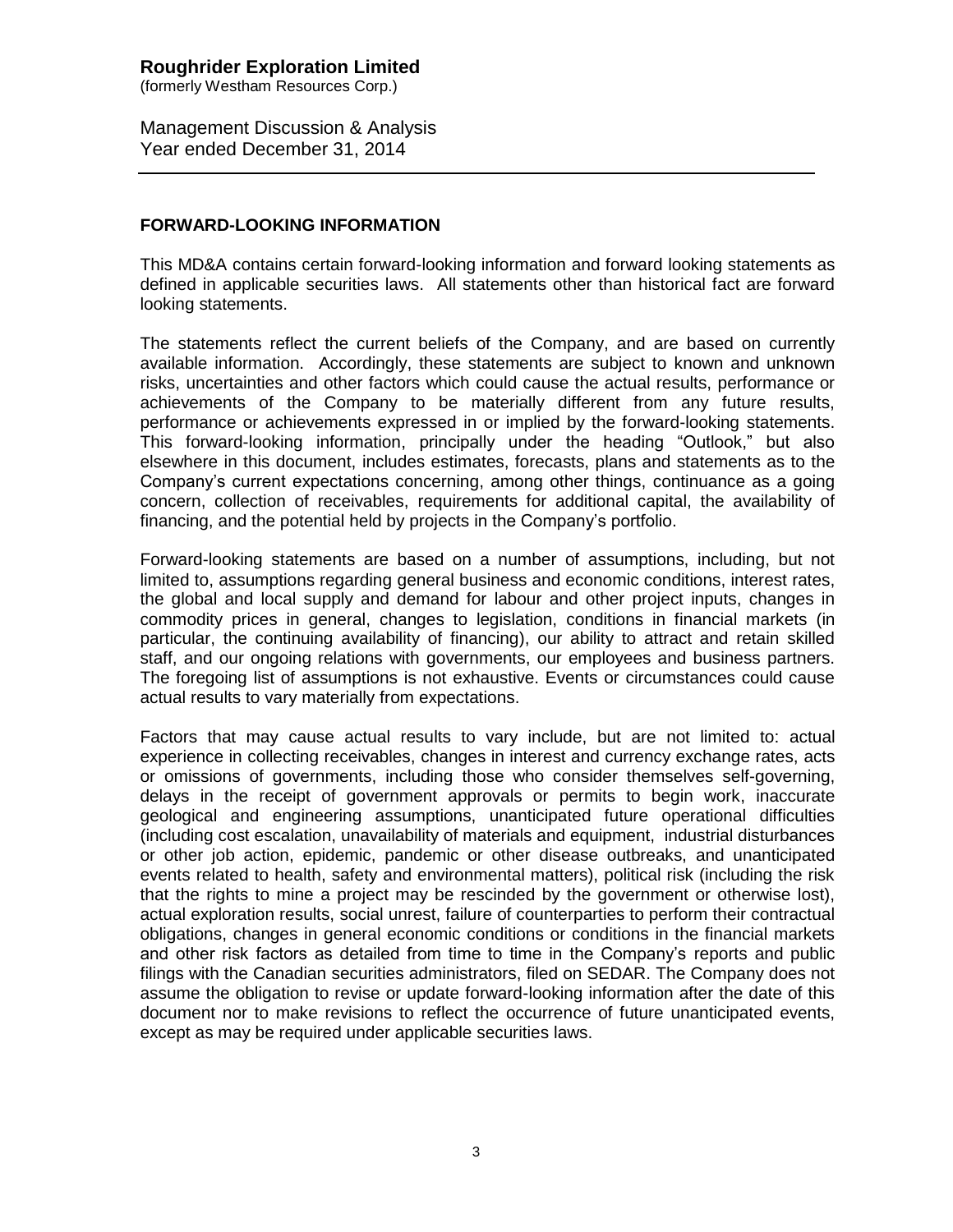## FORWARD-LOOKING INFORMATION

This MD&A contains certain forward-looking information and forward looking statements as defined in applicable securities laws. All statements other than historical fact are forward looking statements.

The statements reflect the current beliefs of the Company, and are based on currently available information. Accordingly, these statements are subject to known and unknown risks, uncertainties and other factors which could cause the actual results, performance or achievements of the Company to be materially different from any future results, performance or achievements expressed in or implied by the forward-looking statements. This forward-looking information, principally under the heading "Outlook," but also elsewhere in this document, includes estimates, forecasts, plans and statements as to the Company's current expectations concerning, among other things, continuance as a going concern, collection of receivables, requirements for additional capital, the availability of financing, and the potential held by projects in the Company's portfolio.

Forward-looking statements are based on a number of assumptions, including, but not limited to, assumptions regarding general business and economic conditions, interest rates, the global and local supply and demand for labour and other project inputs, changes in commodity prices in general, changes to legislation, conditions in financial markets (in particular, the continuing availability of financing), our ability to attract and retain skilled staff, and our ongoing relations with governments, our employees and business partners. The foregoing list of assumptions is not exhaustive. Events or circumstances could cause actual results to vary materially from expectations.

Factors that may cause actual results to vary include, but are not limited to: actual experience in collecting receivables, changes in interest and currency exchange rates, acts or omissions of governments, including those who consider themselves self-governing, delays in the receipt of government approvals or permits to begin work, inaccurate geological and engineering assumptions, unanticipated future operational difficulties (including cost escalation, unavailability of materials and equipment, industrial disturbances or other job action, epidemic, pandemic or other disease outbreaks, and unanticipated events related to health, safety and environmental matters), political risk (including the risk that the rights to mine a project may be rescinded by the government or otherwise lost), actual exploration results, social unrest, failure of counterparties to perform their contractual obligations, changes in general economic conditions or conditions in the financial markets and other risk factors as detailed from time to time in the Company's reports and public filings with the Canadian securities administrators, filed on SEDAR. The Company does not assume the obligation to revise or update forward-looking information after the date of this document nor to make revisions to reflect the occurrence of future unanticipated events, except as may be required under applicable securities laws.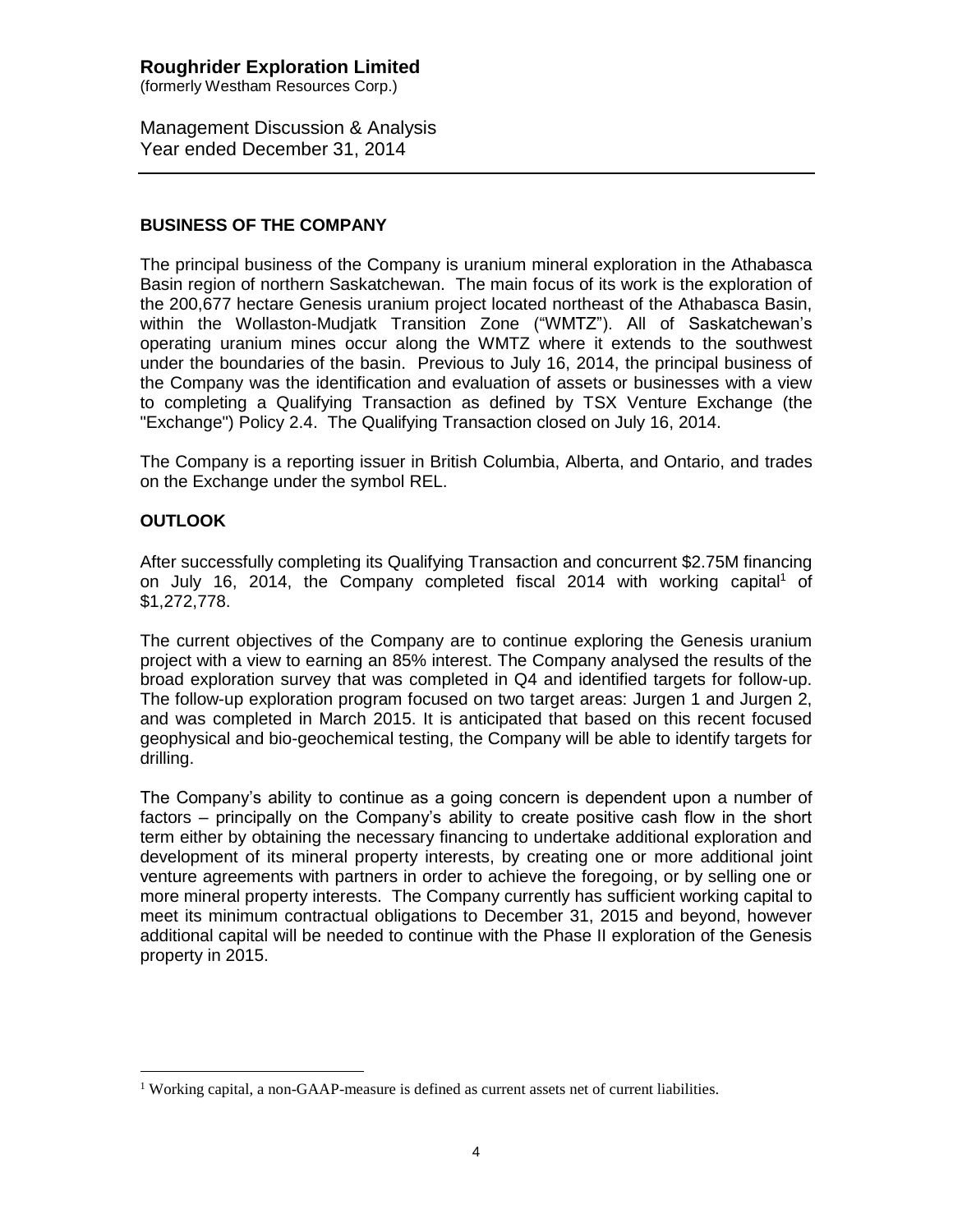## BUSINESS OF THE COMPANY

The principal business of the Company is uranium mineral exploration in the Athabasca Basin region of northern Saskatchewan. The main focus of its work is the exploration of the 200,677 hectare Genesis uranium project located northeast of the Athabasca Basin, within the Wollaston-Mudjatk Transition Zone ("WMTZ"). All of Saskatchewan's operating uranium mines occur along the WMTZ where it extends to the southwest under the boundaries of the basin. Previous to July 16, 2014, the principal business of the Company was the identification and evaluation of assets or businesses with a view to completing a Qualifying Transaction as defined by TSX Venture Exchange (the "Exchange") Policy 2.4. The Qualifying Transaction closed on July 16, 2014.

The Company is a reporting issuer in British Columbia, Alberta, and Ontario, and trades on the Exchange under the symbol REL.

## OUTLOOK

After successfully completing its Qualifying Transaction and concurrent $2.75M financing on July 16, 2014, the Company completed fiscal 2014 with working capital[1] of $1,272,778.

The current objectives of the Company are to continue exploring the Genesis uranium project with a view to earning an 85% interest. The Company analysed the results of the broad exploration survey that was completed in Q4 and identified targets for follow-up. The follow-up exploration program focused on two target areas: Jurgen 1 and Jurgen 2, and was completed in March 2015. It is anticipated that based on this recent focused geophysical and bio-geochemical testing, the Company will be able to identify targets for drilling.

The Company's ability to continue as a going concern is dependent upon a number of factors – principally on the Company's ability to create positive cash flow in the short term either by obtaining the necessary financing to undertake additional exploration and development of its mineral property interests, by creating one or more additional joint venture agreements with partners in order to achieve the foregoing, or by selling one or more mineral property interests. The Company currently has sufficient working capital to meet its minimum contractual obligations to December 31, 2015 and beyond, however additional capital will be needed to continue with the Phase II exploration of the Genesis property in 2015.

---

[1] Working capital, a non-GAAP-measure is defined as current assets net of current liabilities.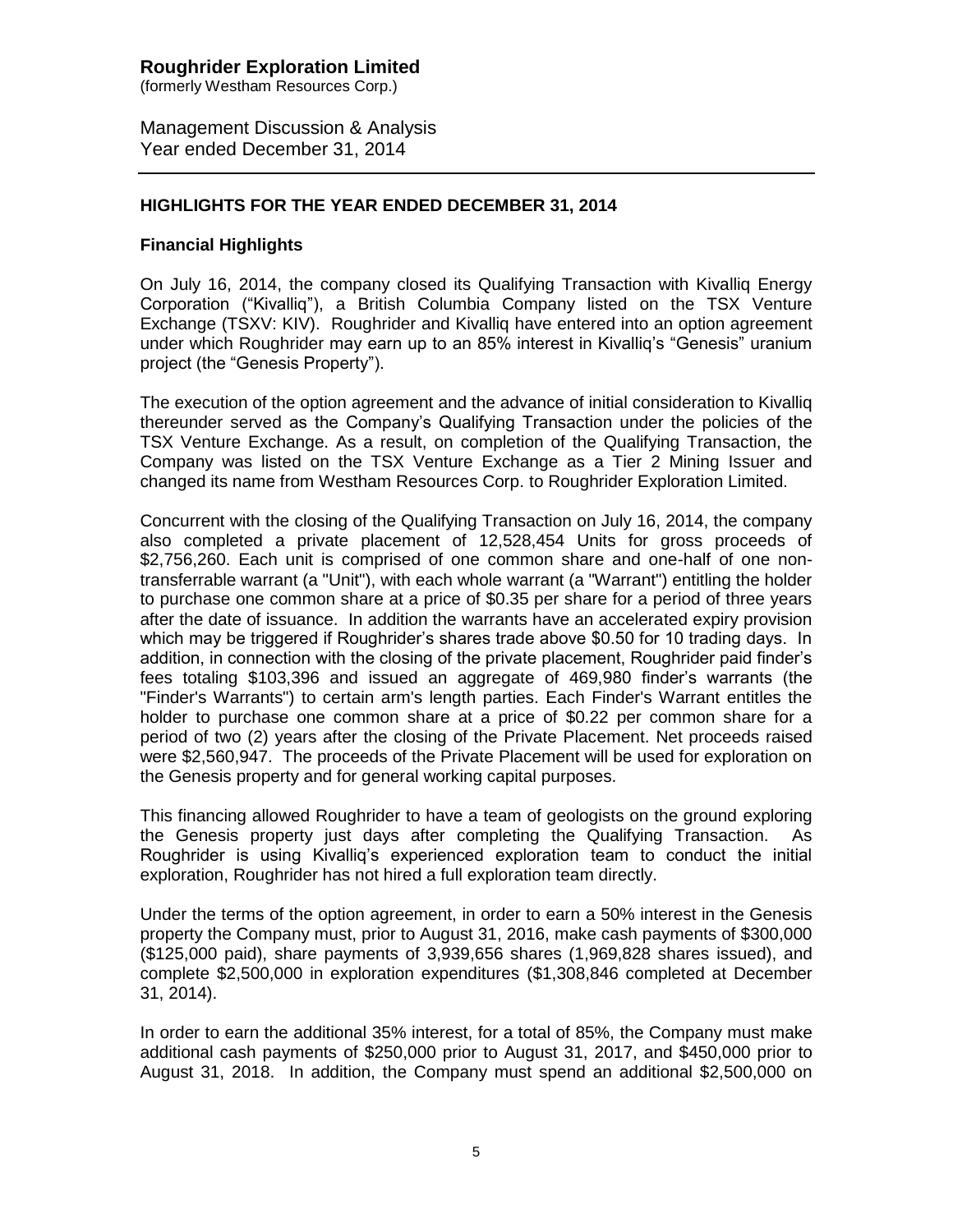## HIGHLIGHTS FOR THE YEAR ENDED DECEMBER 31, 2014

### Financial Highlights

On July 16, 2014, the company closed its Qualifying Transaction with Kivalliq Energy Corporation ("Kivalliq"), a British Columbia Company listed on the TSX Venture Exchange (TSXV: KIV). Roughrider and Kivalliq have entered into an option agreement under which Roughrider may earn up to an 85% interest in Kivalliq's "Genesis" uranium project (the "Genesis Property").

The execution of the option agreement and the advance of initial consideration to Kivalliq thereunder served as the Company's Qualifying Transaction under the policies of the TSX Venture Exchange. As a result, on completion of the Qualifying Transaction, the Company was listed on the TSX Venture Exchange as a Tier 2 Mining Issuer and changed its name from Westham Resources Corp. to Roughrider Exploration Limited.

Concurrent with the closing of the Qualifying Transaction on July 16, 2014, the company also completed a private placement of 12,528,454 Units for gross proceeds of $2,756,260. Each unit is comprised of one common share and one-half of one non-transferrable warrant (a "Unit"), with each whole warrant (a "Warrant") entitling the holder to purchase one common share at a price of $0.35 per share for a period of three years after the date of issuance. In addition the warrants have an accelerated expiry provision which may be triggered if Roughrider's shares trade above $0.50 for 10 trading days. In addition, in connection with the closing of the private placement, Roughrider paid finder's fees totaling $103,396 and issued an aggregate of 469,980 finder's warrants (the "Finder's Warrants") to certain arm's length parties. Each Finder's Warrant entitles the holder to purchase one common share at a price of $0.22 per common share for a period of two (2) years after the closing of the Private Placement. Net proceeds raised were $2,560,947. The proceeds of the Private Placement will be used for exploration on the Genesis property and for general working capital purposes.

This financing allowed Roughrider to have a team of geologists on the ground exploring the Genesis property just days after completing the Qualifying Transaction. As Roughrider is using Kivalliq's experienced exploration team to conduct the initial exploration, Roughrider has not hired a full exploration team directly.

Under the terms of the option agreement, in order to earn a 50% interest in the Genesis property the Company must, prior to August 31, 2016, make cash payments of $300,000 ($125,000 paid), share payments of 3,939,656 shares (1,969,828 shares issued), and complete $2,500,000 in exploration expenditures ($1,308,846 completed at December 31, 2014).

In order to earn the additional 35% interest, for a total of 85%, the Company must make additional cash payments of $250,000 prior to August 31, 2017, and $450,000 prior to August 31, 2018. In addition, the Company must spend an additional $2,500,000 on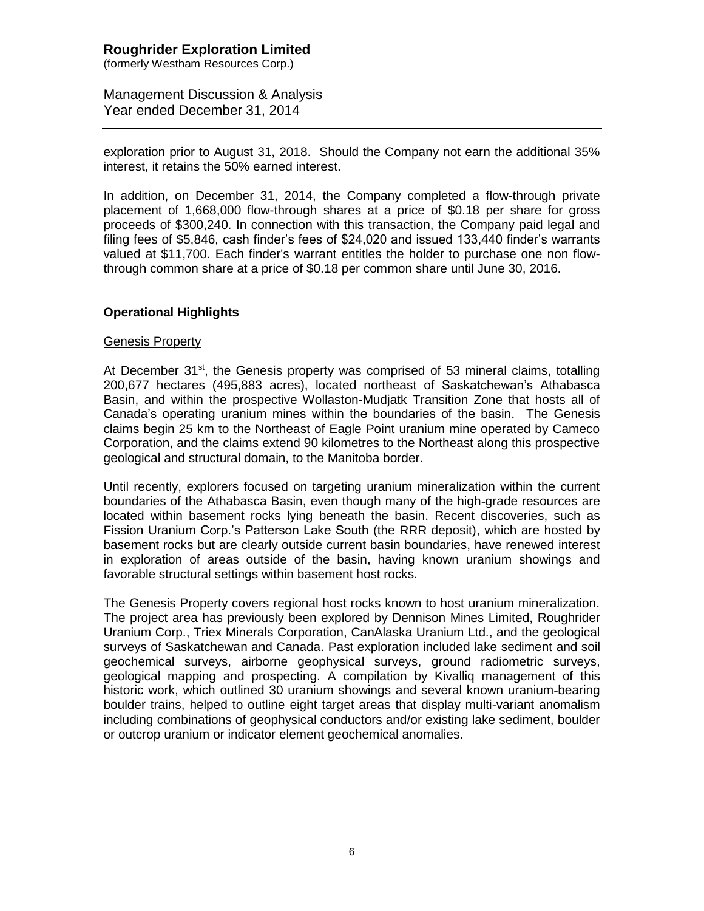exploration prior to August 31, 2018. Should the Company not earn the additional 35% interest, it retains the 50% earned interest.

In addition, on December 31, 2014, the Company completed a flow-through private placement of 1,668,000 flow-through shares at a price of \$0.18 per share for gross proceeds of \$300,240. In connection with this transaction, the Company paid legal and filing fees of \$5,846, cash finder's fees of \$24,020 and issued 133,440 finder's warrants valued at \$11,700. Each finder's warrant entitles the holder to purchase one non flow-through common share at a price of \$0.18 per common share until June 30, 2016.

## Operational Highlights

Genesis Property

At December 31st, the Genesis property was comprised of 53 mineral claims, totalling 200,677 hectares (495,883 acres), located northeast of Saskatchewan's Athabasca Basin, and within the prospective Wollaston-Mudjatk Transition Zone that hosts all of Canada's operating uranium mines within the boundaries of the basin. The Genesis claims begin 25 km to the Northeast of Eagle Point uranium mine operated by Cameco Corporation, and the claims extend 90 kilometres to the Northeast along this prospective geological and structural domain, to the Manitoba border.

Until recently, explorers focused on targeting uranium mineralization within the current boundaries of the Athabasca Basin, even though many of the high-grade resources are located within basement rocks lying beneath the basin. Recent discoveries, such as Fission Uranium Corp.'s Patterson Lake South (the RRR deposit), which are hosted by basement rocks but are clearly outside current basin boundaries, have renewed interest in exploration of areas outside of the basin, having known uranium showings and favorable structural settings within basement host rocks.

The Genesis Property covers regional host rocks known to host uranium mineralization. The project area has previously been explored by Dennison Mines Limited, Roughrider Uranium Corp., Triex Minerals Corporation, CanAlaska Uranium Ltd., and the geological surveys of Saskatchewan and Canada. Past exploration included lake sediment and soil geochemical surveys, airborne geophysical surveys, ground radiometric surveys, geological mapping and prospecting. A compilation by Kivalliq management of this historic work, which outlined 30 uranium showings and several known uranium-bearing boulder trains, helped to outline eight target areas that display multi-variant anomalism including combinations of geophysical conductors and/or existing lake sediment, boulder or outcrop uranium or indicator element geochemical anomalies.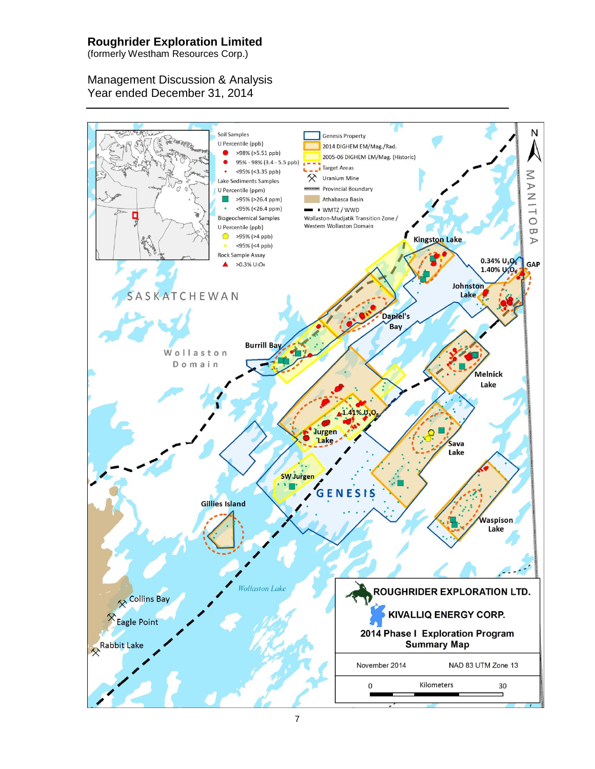**ROUGHRIDER EXPLORATION LTD.**

**KIVALLIQ ENERGY CORP.**

**2014 Phase I Exploration Program Summary Map**

November 2014 — NAD 83 UTM Zone 13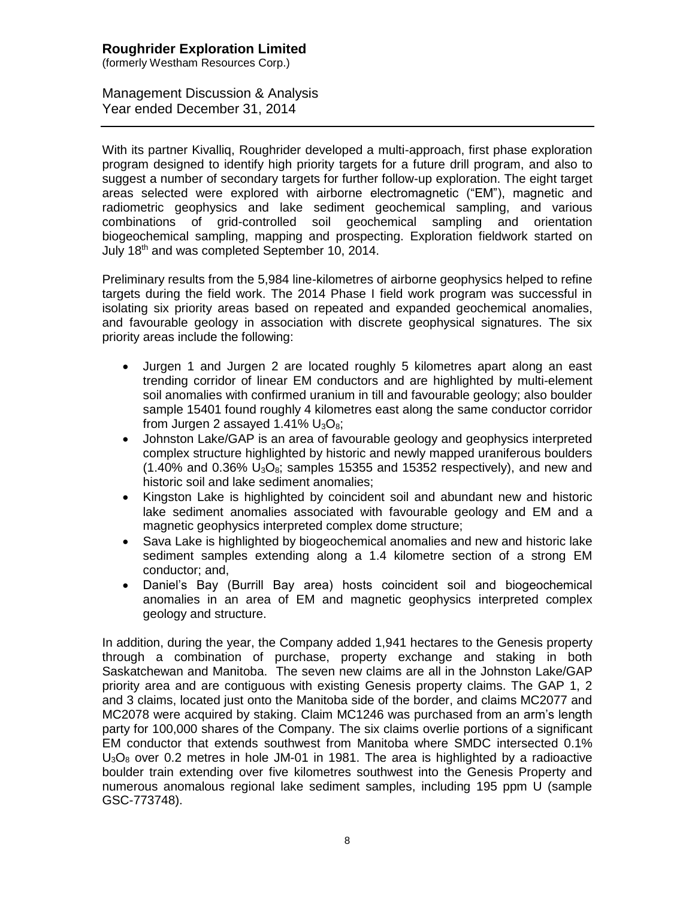With its partner Kivalliq, Roughrider developed a multi-approach, first phase exploration program designed to identify high priority targets for a future drill program, and also to suggest a number of secondary targets for further follow-up exploration. The eight target areas selected were explored with airborne electromagnetic ("EM"), magnetic and radiometric geophysics and lake sediment geochemical sampling, and various combinations of grid-controlled soil geochemical sampling and orientation biogeochemical sampling, mapping and prospecting. Exploration fieldwork started on July 18th and was completed September 10, 2014.

Preliminary results from the 5,984 line-kilometres of airborne geophysics helped to refine targets during the field work. The 2014 Phase I field work program was successful in isolating six priority areas based on repeated and expanded geochemical anomalies, and favourable geology in association with discrete geophysical signatures. The six priority areas include the following:

- Jurgen 1 and Jurgen 2 are located roughly 5 kilometres apart along an east trending corridor of linear EM conductors and are highlighted by multi-element soil anomalies with confirmed uranium in till and favourable geology; also boulder sample 15401 found roughly 4 kilometres east along the same conductor corridor from Jurgen 2 assayed 1.41% $U_3O_8$;
- Johnston Lake/GAP is an area of favourable geology and geophysics interpreted complex structure highlighted by historic and newly mapped uraniferous boulders (1.40% and 0.36% $U_3O_8$; samples 15355 and 15352 respectively), and new and historic soil and lake sediment anomalies;
- Kingston Lake is highlighted by coincident soil and abundant new and historic lake sediment anomalies associated with favourable geology and EM and a magnetic geophysics interpreted complex dome structure;
- Sava Lake is highlighted by biogeochemical anomalies and new and historic lake sediment samples extending along a 1.4 kilometre section of a strong EM conductor; and,
- Daniel's Bay (Burrill Bay area) hosts coincident soil and biogeochemical anomalies in an area of EM and magnetic geophysics interpreted complex geology and structure.

In addition, during the year, the Company added 1,941 hectares to the Genesis property through a combination of purchase, property exchange and staking in both Saskatchewan and Manitoba. The seven new claims are all in the Johnston Lake/GAP priority area and are contiguous with existing Genesis property claims. The GAP 1, 2 and 3 claims, located just onto the Manitoba side of the border, and claims MC2077 and MC2078 were acquired by staking. Claim MC1246 was purchased from an arm's length party for 100,000 shares of the Company. The six claims overlie portions of a significant EM conductor that extends southwest from Manitoba where SMDC intersected 0.1% $U_3O_8$ over 0.2 metres in hole JM-01 in 1981. The area is highlighted by a radioactive boulder train extending over five kilometres southwest into the Genesis Property and numerous anomalous regional lake sediment samples, including 195 ppm U (sample GSC-773748).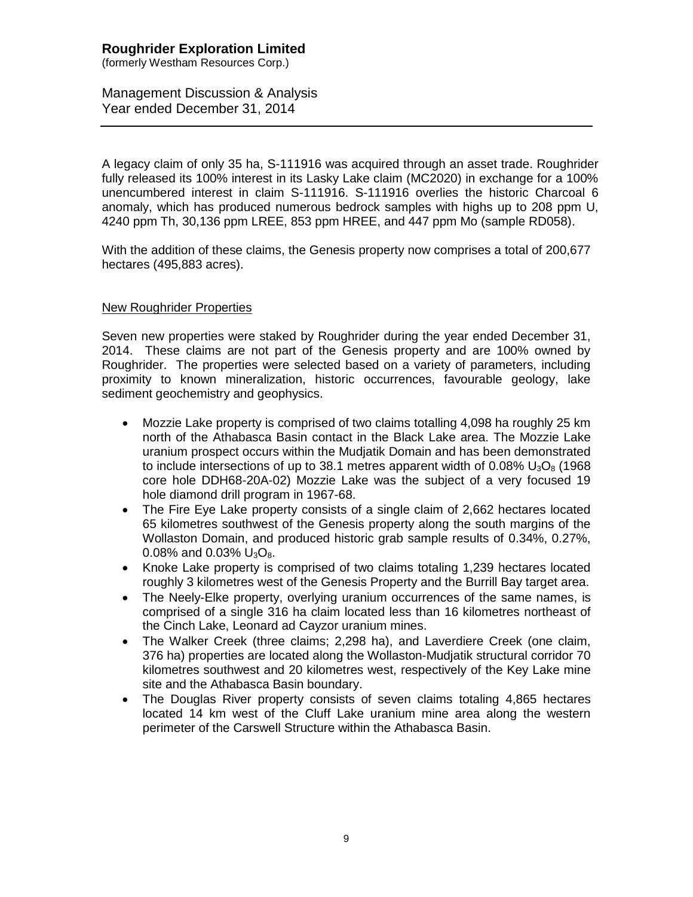A legacy claim of only 35 ha, S-111916 was acquired through an asset trade. Roughrider fully released its 100% interest in its Lasky Lake claim (MC2020) in exchange for a 100% unencumbered interest in claim S-111916. S-111916 overlies the historic Charcoal 6 anomaly, which has produced numerous bedrock samples with highs up to 208 ppm U, 4240 ppm Th, 30,136 ppm LREE, 853 ppm HREE, and 447 ppm Mo (sample RD058).

With the addition of these claims, the Genesis property now comprises a total of 200,677 hectares (495,883 acres).

## New Roughrider Properties

Seven new properties were staked by Roughrider during the year ended December 31, 2014. These claims are not part of the Genesis property and are 100% owned by Roughrider. The properties were selected based on a variety of parameters, including proximity to known mineralization, historic occurrences, favourable geology, lake sediment geochemistry and geophysics.

- Mozzie Lake property is comprised of two claims totalling 4,098 ha roughly 25 km north of the Athabasca Basin contact in the Black Lake area. The Mozzie Lake uranium prospect occurs within the Mudjatik Domain and has been demonstrated to include intersections of up to 38.1 metres apparent width of 0.08% $U_3O_8$ (1968 core hole DDH68-20A-02) Mozzie Lake was the subject of a very focused 19 hole diamond drill program in 1967-68.
- The Fire Eye Lake property consists of a single claim of 2,662 hectares located 65 kilometres southwest of the Genesis property along the south margins of the Wollaston Domain, and produced historic grab sample results of 0.34%, 0.27%, 0.08% and 0.03% $U_3O_8$.
- Knoke Lake property is comprised of two claims totaling 1,239 hectares located roughly 3 kilometres west of the Genesis Property and the Burrill Bay target area.
- The Neely-Elke property, overlying uranium occurrences of the same names, is comprised of a single 316 ha claim located less than 16 kilometres northeast of the Cinch Lake, Leonard ad Cayzor uranium mines.
- The Walker Creek (three claims; 2,298 ha), and Laverdiere Creek (one claim, 376 ha) properties are located along the Wollaston-Mudjatik structural corridor 70 kilometres southwest and 20 kilometres west, respectively of the Key Lake mine site and the Athabasca Basin boundary.
- The Douglas River property consists of seven claims totaling 4,865 hectares located 14 km west of the Cluff Lake uranium mine area along the western perimeter of the Carswell Structure within the Athabasca Basin.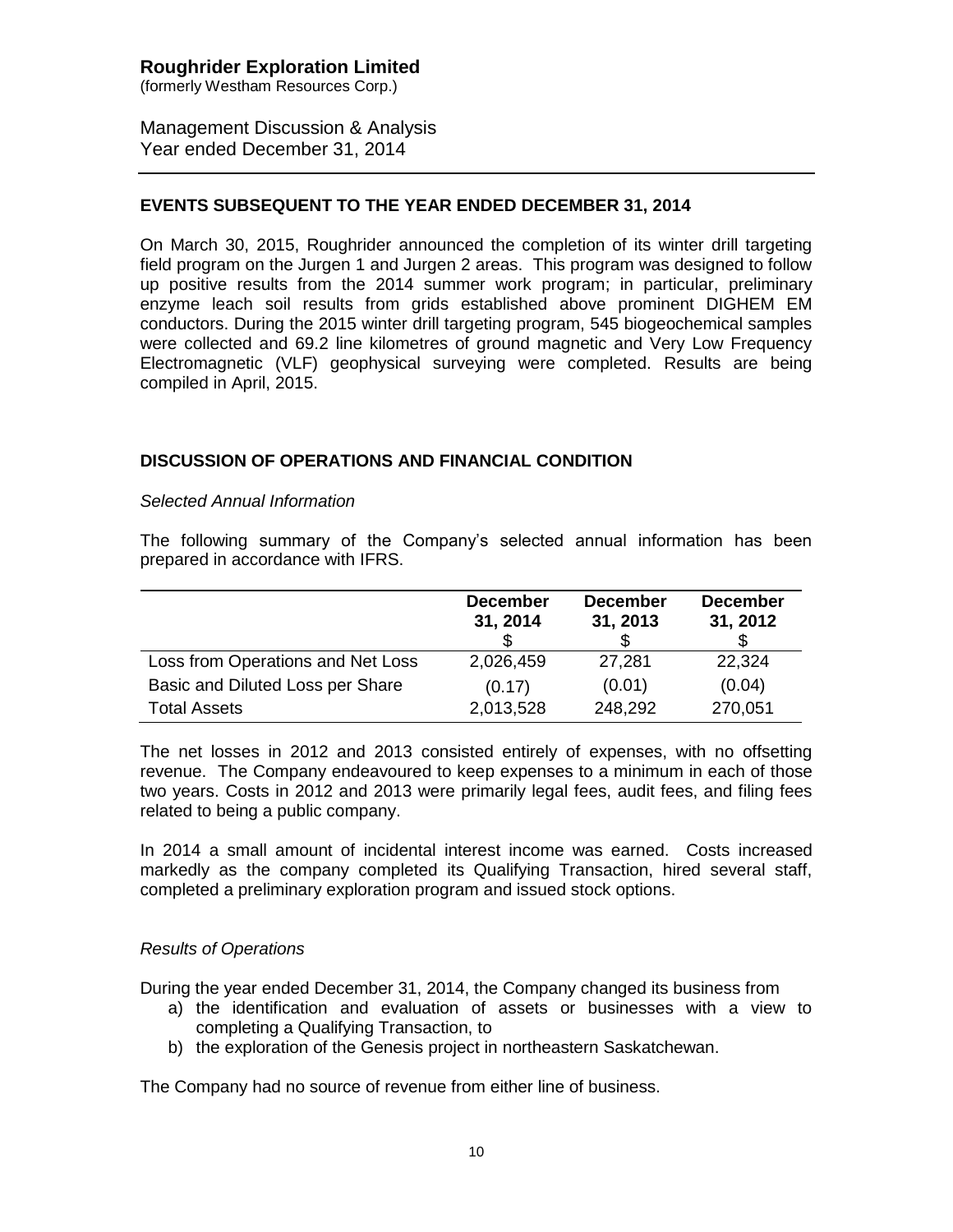## EVENTS SUBSEQUENT TO THE YEAR ENDED DECEMBER 31, 2014

On March 30, 2015, Roughrider announced the completion of its winter drill targeting field program on the Jurgen 1 and Jurgen 2 areas. This program was designed to follow up positive results from the 2014 summer work program; in particular, preliminary enzyme leach soil results from grids established above prominent DIGHEM EM conductors. During the 2015 winter drill targeting program, 545 biogeochemical samples were collected and 69.2 line kilometres of ground magnetic and Very Low Frequency Electromagnetic (VLF) geophysical surveying were completed. Results are being compiled in April, 2015.

## DISCUSSION OF OPERATIONS AND FINANCIAL CONDITION

*Selected Annual Information*

The following summary of the Company's selected annual information has been prepared in accordance with IFRS.

| | December 31, 2014 $ | December 31, 2013 $ | December 31, 2012 $ |
|---|---|---|---|
| Loss from Operations and Net Loss | 2,026,459 | 27,281 | 22,324 |
| Basic and Diluted Loss per Share | (0.17) | (0.01) | (0.04) |
| Total Assets | 2,013,528 | 248,292 | 270,051 |

The net losses in 2012 and 2013 consisted entirely of expenses, with no offsetting revenue. The Company endeavoured to keep expenses to a minimum in each of those two years. Costs in 2012 and 2013 were primarily legal fees, audit fees, and filing fees related to being a public company.

In 2014 a small amount of incidental interest income was earned. Costs increased markedly as the company completed its Qualifying Transaction, hired several staff, completed a preliminary exploration program and issued stock options.

*Results of Operations*

During the year ended December 31, 2014, the Company changed its business from

a) the identification and evaluation of assets or businesses with a view to completing a Qualifying Transaction, to
b) the exploration of the Genesis project in northeastern Saskatchewan.

The Company had no source of revenue from either line of business.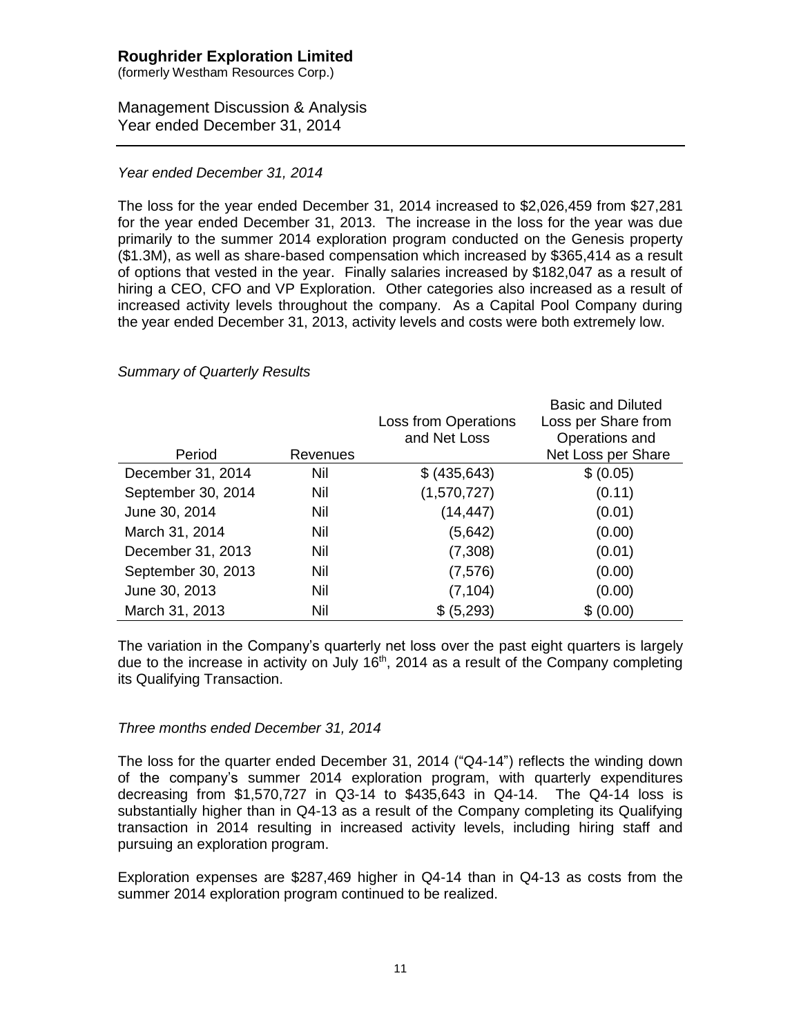*Year ended December 31, 2014*

The loss for the year ended December 31, 2014 increased to $2,026,459 from $27,281 for the year ended December 31, 2013. The increase in the loss for the year was due primarily to the summer 2014 exploration program conducted on the Genesis property ($1.3M), as well as share-based compensation which increased by $365,414 as a result of options that vested in the year. Finally salaries increased by $182,047 as a result of hiring a CEO, CFO and VP Exploration. Other categories also increased as a result of increased activity levels throughout the company. As a Capital Pool Company during the year ended December 31, 2013, activity levels and costs were both extremely low.

*Summary of Quarterly Results*

| Period | Revenues | Loss from Operations and Net Loss | Basic and Diluted Loss per Share from Operations and Net Loss per Share |
|---|---|---|---|
| December 31, 2014 | Nil | $ (435,643) | $ (0.05) |
| September 30, 2014 | Nil | (1,570,727) | (0.11) |
| June 30, 2014 | Nil | (14,447) | (0.01) |
| March 31, 2014 | Nil | (5,642) | (0.00) |
| December 31, 2013 | Nil | (7,308) | (0.01) |
| September 30, 2013 | Nil | (7,576) | (0.00) |
| June 30, 2013 | Nil | (7,104) | (0.00) |
| March 31, 2013 | Nil | $ (5,293) | $ (0.00) |

The variation in the Company's quarterly net loss over the past eight quarters is largely due to the increase in activity on July 16th, 2014 as a result of the Company completing its Qualifying Transaction.

*Three months ended December 31, 2014*

The loss for the quarter ended December 31, 2014 ("Q4-14") reflects the winding down of the company's summer 2014 exploration program, with quarterly expenditures decreasing from $1,570,727 in Q3-14 to $435,643 in Q4-14. The Q4-14 loss is substantially higher than in Q4-13 as a result of the Company completing its Qualifying transaction in 2014 resulting in increased activity levels, including hiring staff and pursuing an exploration program.

Exploration expenses are $287,469 higher in Q4-14 than in Q4-13 as costs from the summer 2014 exploration program continued to be realized.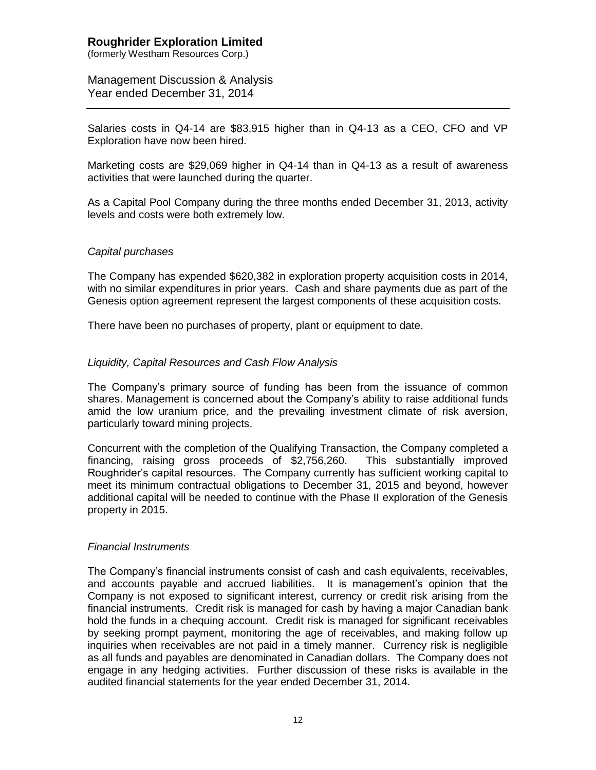Salaries costs in Q4-14 are $83,915 higher than in Q4-13 as a CEO, CFO and VP Exploration have now been hired.

Marketing costs are $29,069 higher in Q4-14 than in Q4-13 as a result of awareness activities that were launched during the quarter.

As a Capital Pool Company during the three months ended December 31, 2013, activity levels and costs were both extremely low.

*Capital purchases*

The Company has expended $620,382 in exploration property acquisition costs in 2014, with no similar expenditures in prior years. Cash and share payments due as part of the Genesis option agreement represent the largest components of these acquisition costs.

There have been no purchases of property, plant or equipment to date.

*Liquidity, Capital Resources and Cash Flow Analysis*

The Company's primary source of funding has been from the issuance of common shares. Management is concerned about the Company's ability to raise additional funds amid the low uranium price, and the prevailing investment climate of risk aversion, particularly toward mining projects.

Concurrent with the completion of the Qualifying Transaction, the Company completed a financing, raising gross proceeds of $2,756,260. This substantially improved Roughrider's capital resources. The Company currently has sufficient working capital to meet its minimum contractual obligations to December 31, 2015 and beyond, however additional capital will be needed to continue with the Phase II exploration of the Genesis property in 2015.

*Financial Instruments*

The Company's financial instruments consist of cash and cash equivalents, receivables, and accounts payable and accrued liabilities. It is management's opinion that the Company is not exposed to significant interest, currency or credit risk arising from the financial instruments. Credit risk is managed for cash by having a major Canadian bank hold the funds in a chequing account. Credit risk is managed for significant receivables by seeking prompt payment, monitoring the age of receivables, and making follow up inquiries when receivables are not paid in a timely manner. Currency risk is negligible as all funds and payables are denominated in Canadian dollars. The Company does not engage in any hedging activities. Further discussion of these risks is available in the audited financial statements for the year ended December 31, 2014.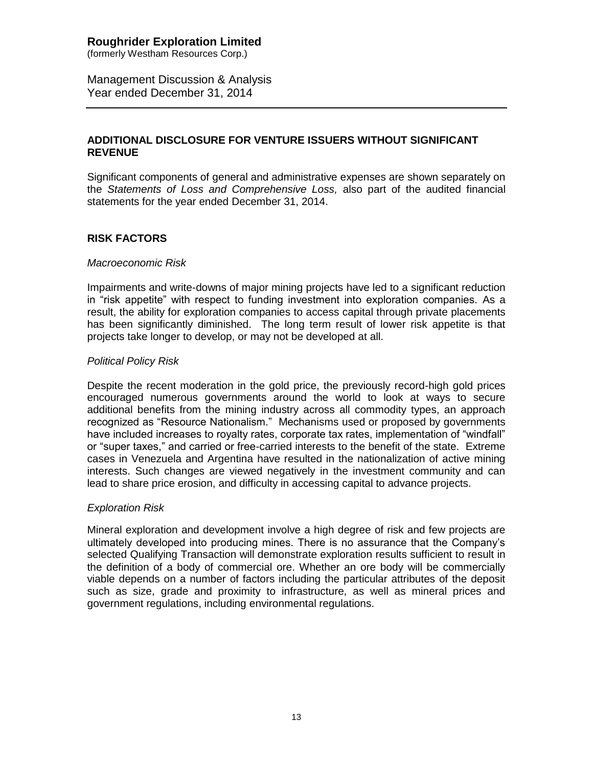## ADDITIONAL DISCLOSURE FOR VENTURE ISSUERS WITHOUT SIGNIFICANT REVENUE

Significant components of general and administrative expenses are shown separately on the *Statements of Loss and Comprehensive Loss,* also part of the audited financial statements for the year ended December 31, 2014.

## RISK FACTORS

*Macroeconomic Risk*

Impairments and write-downs of major mining projects have led to a significant reduction in "risk appetite" with respect to funding investment into exploration companies. As a result, the ability for exploration companies to access capital through private placements has been significantly diminished. The long term result of lower risk appetite is that projects take longer to develop, or may not be developed at all.

*Political Policy Risk*

Despite the recent moderation in the gold price, the previously record-high gold prices encouraged numerous governments around the world to look at ways to secure additional benefits from the mining industry across all commodity types, an approach recognized as "Resource Nationalism." Mechanisms used or proposed by governments have included increases to royalty rates, corporate tax rates, implementation of "windfall" or "super taxes," and carried or free-carried interests to the benefit of the state. Extreme cases in Venezuela and Argentina have resulted in the nationalization of active mining interests. Such changes are viewed negatively in the investment community and can lead to share price erosion, and difficulty in accessing capital to advance projects.

*Exploration Risk*

Mineral exploration and development involve a high degree of risk and few projects are ultimately developed into producing mines. There is no assurance that the Company's selected Qualifying Transaction will demonstrate exploration results sufficient to result in the definition of a body of commercial ore. Whether an ore body will be commercially viable depends on a number of factors including the particular attributes of the deposit such as size, grade and proximity to infrastructure, as well as mineral prices and government regulations, including environmental regulations.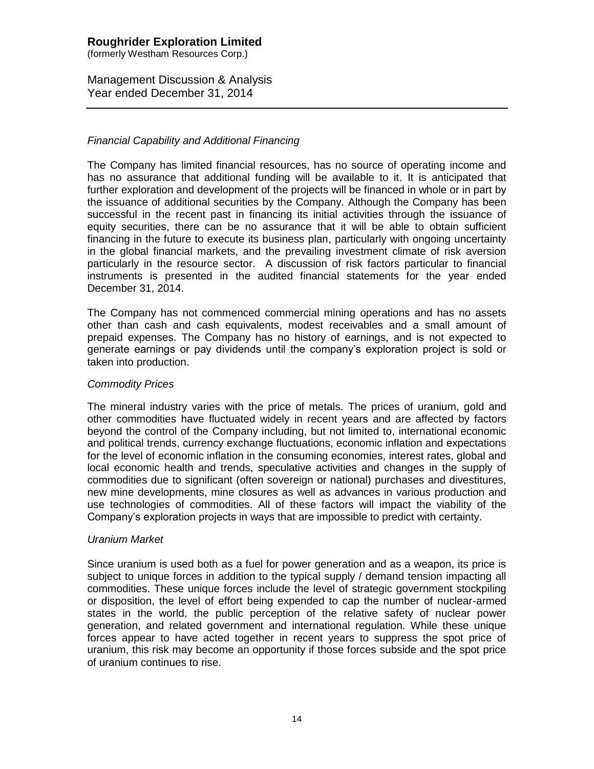*Financial Capability and Additional Financing*

The Company has limited financial resources, has no source of operating income and has no assurance that additional funding will be available to it. It is anticipated that further exploration and development of the projects will be financed in whole or in part by the issuance of additional securities by the Company. Although the Company has been successful in the recent past in financing its initial activities through the issuance of equity securities, there can be no assurance that it will be able to obtain sufficient financing in the future to execute its business plan, particularly with ongoing uncertainty in the global financial markets, and the prevailing investment climate of risk aversion particularly in the resource sector. A discussion of risk factors particular to financial instruments is presented in the audited financial statements for the year ended December 31, 2014.

The Company has not commenced commercial mining operations and has no assets other than cash and cash equivalents, modest receivables and a small amount of prepaid expenses. The Company has no history of earnings, and is not expected to generate earnings or pay dividends until the company's exploration project is sold or taken into production.

*Commodity Prices*

The mineral industry varies with the price of metals. The prices of uranium, gold and other commodities have fluctuated widely in recent years and are affected by factors beyond the control of the Company including, but not limited to, international economic and political trends, currency exchange fluctuations, economic inflation and expectations for the level of economic inflation in the consuming economies, interest rates, global and local economic health and trends, speculative activities and changes in the supply of commodities due to significant (often sovereign or national) purchases and divestitures, new mine developments, mine closures as well as advances in various production and use technologies of commodities. All of these factors will impact the viability of the Company's exploration projects in ways that are impossible to predict with certainty.

*Uranium Market*

Since uranium is used both as a fuel for power generation and as a weapon, its price is subject to unique forces in addition to the typical supply / demand tension impacting all commodities. These unique forces include the level of strategic government stockpiling or disposition, the level of effort being expended to cap the number of nuclear-armed states in the world, the public perception of the relative safety of nuclear power generation, and related government and international regulation. While these unique forces appear to have acted together in recent years to suppress the spot price of uranium, this risk may become an opportunity if those forces subside and the spot price of uranium continues to rise.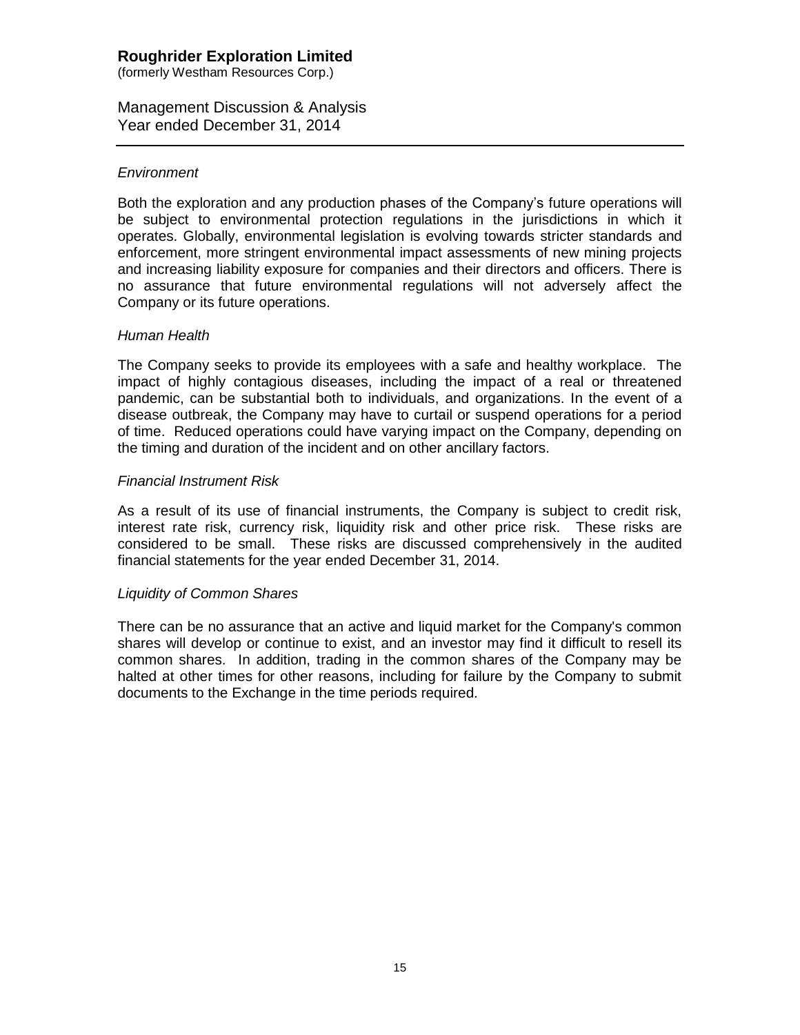*Environment*

Both the exploration and any production phases of the Company's future operations will be subject to environmental protection regulations in the jurisdictions in which it operates. Globally, environmental legislation is evolving towards stricter standards and enforcement, more stringent environmental impact assessments of new mining projects and increasing liability exposure for companies and their directors and officers. There is no assurance that future environmental regulations will not adversely affect the Company or its future operations.

*Human Health*

The Company seeks to provide its employees with a safe and healthy workplace. The impact of highly contagious diseases, including the impact of a real or threatened pandemic, can be substantial both to individuals, and organizations. In the event of a disease outbreak, the Company may have to curtail or suspend operations for a period of time. Reduced operations could have varying impact on the Company, depending on the timing and duration of the incident and on other ancillary factors.

*Financial Instrument Risk*

As a result of its use of financial instruments, the Company is subject to credit risk, interest rate risk, currency risk, liquidity risk and other price risk. These risks are considered to be small. These risks are discussed comprehensively in the audited financial statements for the year ended December 31, 2014.

*Liquidity of Common Shares*

There can be no assurance that an active and liquid market for the Company's common shares will develop or continue to exist, and an investor may find it difficult to resell its common shares. In addition, trading in the common shares of the Company may be halted at other times for other reasons, including for failure by the Company to submit documents to the Exchange in the time periods required.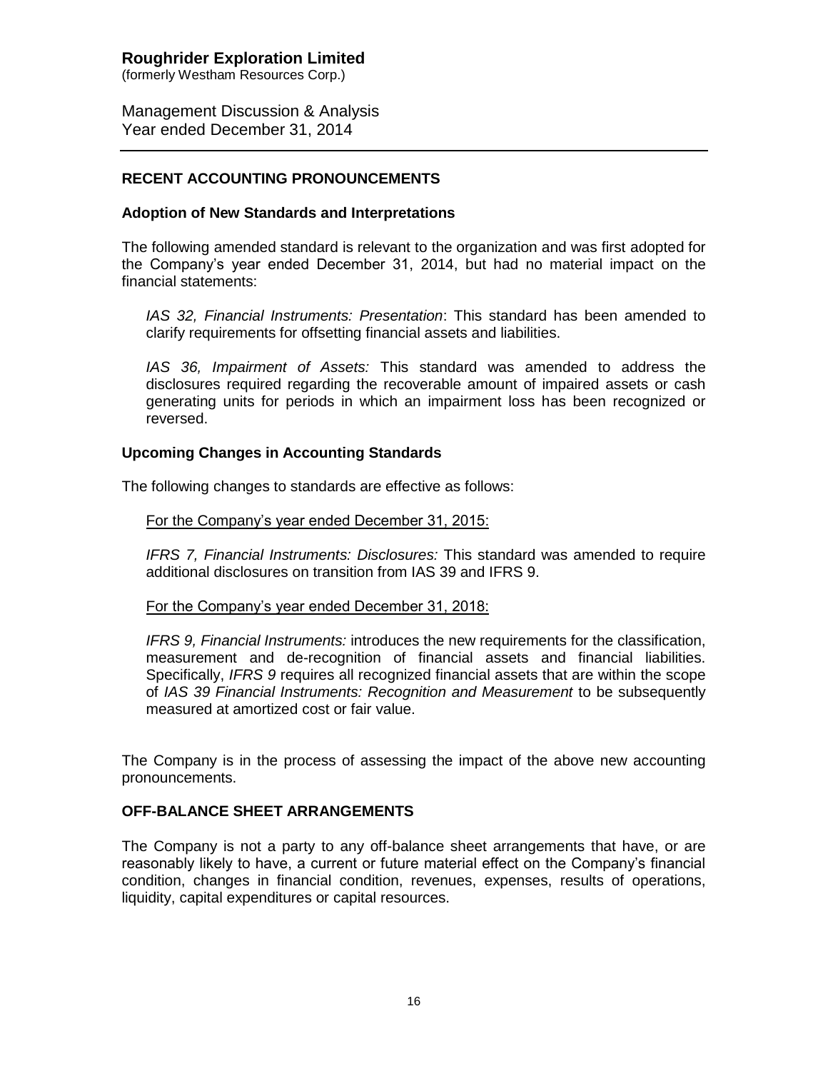## RECENT ACCOUNTING PRONOUNCEMENTS

### Adoption of New Standards and Interpretations

The following amended standard is relevant to the organization and was first adopted for the Company's year ended December 31, 2014, but had no material impact on the financial statements:

> *IAS 32, Financial Instruments: Presentation*: This standard has been amended to clarify requirements for offsetting financial assets and liabilities.
>
> *IAS 36, Impairment of Assets:* This standard was amended to address the disclosures required regarding the recoverable amount of impaired assets or cash generating units for periods in which an impairment loss has been recognized or reversed.

### Upcoming Changes in Accounting Standards

The following changes to standards are effective as follows:

> <u>For the Company's year ended December 31, 2015:</u>
>
> *IFRS 7, Financial Instruments: Disclosures:* This standard was amended to require additional disclosures on transition from IAS 39 and IFRS 9.
>
> <u>For the Company's year ended December 31, 2018:</u>
>
> *IFRS 9, Financial Instruments:* introduces the new requirements for the classification, measurement and de-recognition of financial assets and financial liabilities. Specifically, *IFRS 9* requires all recognized financial assets that are within the scope of *IAS 39 Financial Instruments: Recognition and Measurement* to be subsequently measured at amortized cost or fair value.

The Company is in the process of assessing the impact of the above new accounting pronouncements.

## OFF-BALANCE SHEET ARRANGEMENTS

The Company is not a party to any off-balance sheet arrangements that have, or are reasonably likely to have, a current or future material effect on the Company's financial condition, changes in financial condition, revenues, expenses, results of operations, liquidity, capital expenditures or capital resources.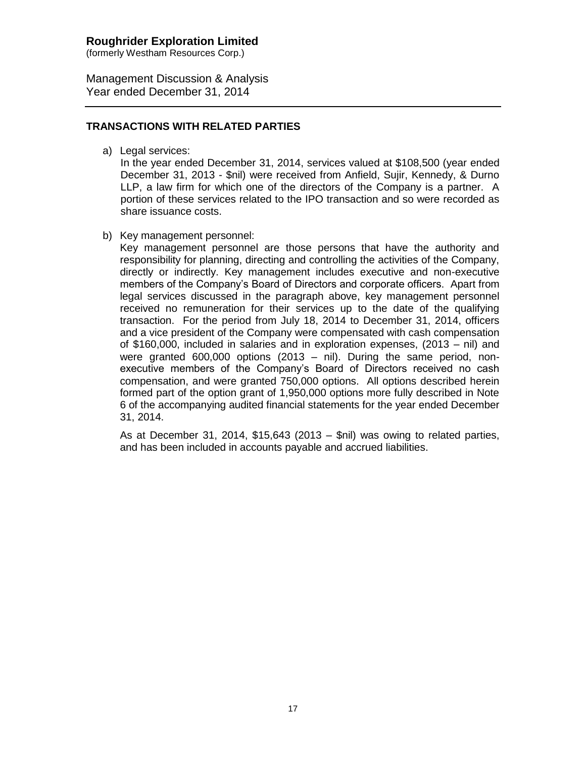## TRANSACTIONS WITH RELATED PARTIES

a) Legal services:
   In the year ended December 31, 2014, services valued at $108,500 (year ended December 31, 2013 - $nil) were received from Anfield, Sujir, Kennedy, & Durno LLP, a law firm for which one of the directors of the Company is a partner. A portion of these services related to the IPO transaction and so were recorded as share issuance costs.

b) Key management personnel:
   Key management personnel are those persons that have the authority and responsibility for planning, directing and controlling the activities of the Company, directly or indirectly. Key management includes executive and non-executive members of the Company's Board of Directors and corporate officers. Apart from legal services discussed in the paragraph above, key management personnel received no remuneration for their services up to the date of the qualifying transaction. For the period from July 18, 2014 to December 31, 2014, officers and a vice president of the Company were compensated with cash compensation of $160,000, included in salaries and in exploration expenses, (2013 – nil) and were granted 600,000 options (2013 – nil). During the same period, non-executive members of the Company's Board of Directors received no cash compensation, and were granted 750,000 options. All options described herein formed part of the option grant of 1,950,000 options more fully described in Note 6 of the accompanying audited financial statements for the year ended December 31, 2014.

   As at December 31, 2014, $15,643 (2013 – $nil) was owing to related parties, and has been included in accounts payable and accrued liabilities.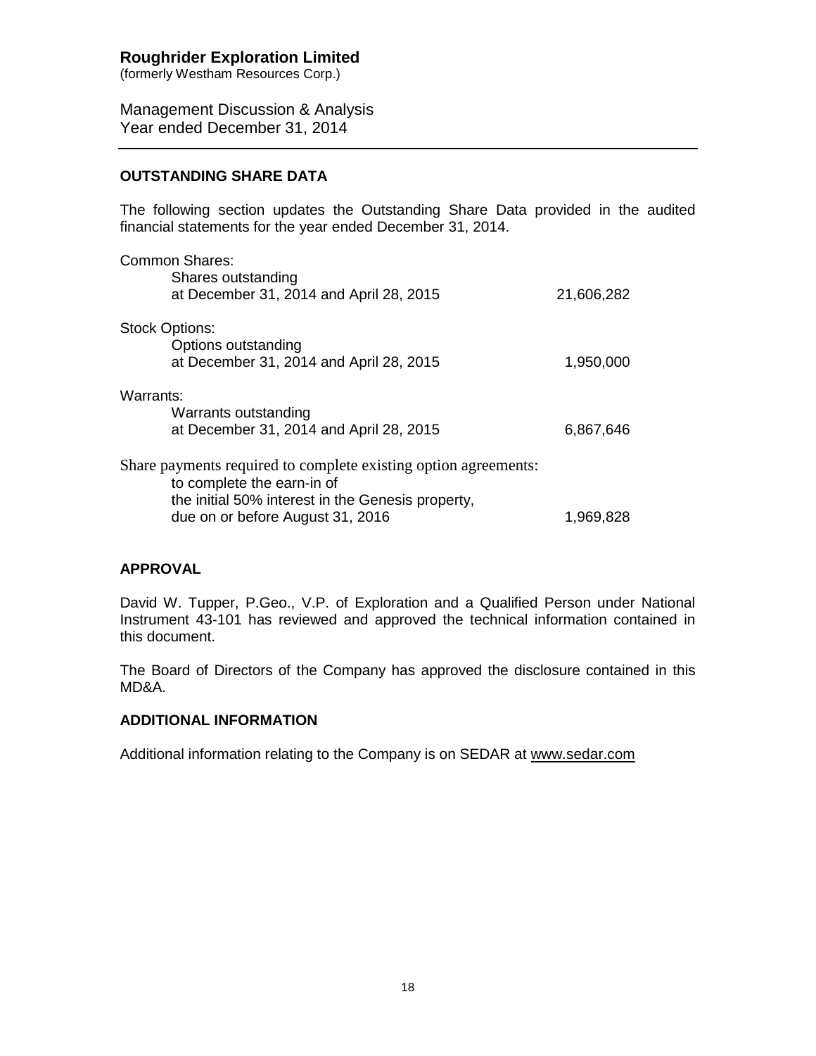**Roughrider Exploration Limited**
(formerly Westham Resources Corp.)

Management Discussion & Analysis
Year ended December 31, 2014

## OUTSTANDING SHARE DATA

The following section updates the Outstanding Share Data provided in the audited financial statements for the year ended December 31, 2014.

| | |
|---|---|
| **Common Shares:** | |
| Shares outstanding at December 31, 2014 and April 28, 2015 | 21,606,282 |
| **Stock Options:** | |
| Options outstanding at December 31, 2014 and April 28, 2015 | 1,950,000 |
| **Warrants:** | |
| Warrants outstanding at December 31, 2014 and April 28, 2015 | 6,867,646 |
| **Share payments required to complete existing option agreements:** | |
| to complete the earn-in of the initial 50% interest in the Genesis property, due on or before August 31, 2016 | 1,969,828 |

## APPROVAL

David W. Tupper, P.Geo., V.P. of Exploration and a Qualified Person under National Instrument 43-101 has reviewed and approved the technical information contained in this document.

The Board of Directors of the Company has approved the disclosure contained in this MD&A.

## ADDITIONAL INFORMATION

Additional information relating to the Company is on SEDAR at www.sedar.com